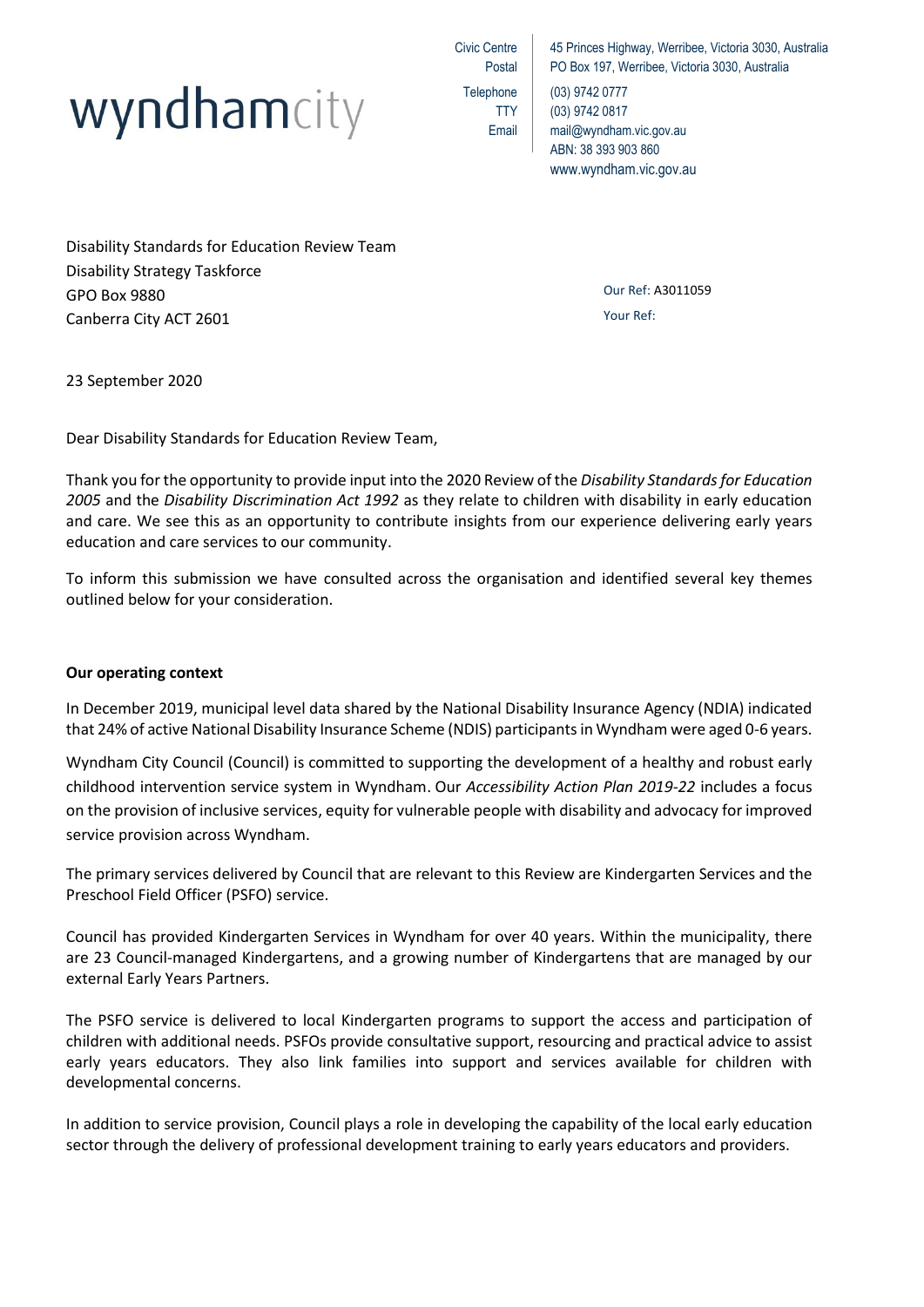# wyndhamcity

Civic Centre: 45 Princes Highway, Werribee, Victoria 3030, Australia
Postal: PO Box 197, Werribee, Victoria 3030, Australia
Telephone: (03) 9742 0777
TTY: (03) 9742 0817
Email: mail@wyndham.vic.gov.au
ABN: 38 393 903 860
www.wyndham.vic.gov.au

Disability Standards for Education Review Team
Disability Strategy Taskforce
GPO Box 9880
Canberra City ACT 2601

Our Ref: A3011059
Your Ref:

23 September 2020

Dear Disability Standards for Education Review Team,

Thank you for the opportunity to provide input into the 2020 Review of the *Disability Standards for Education 2005* and the *Disability Discrimination Act 1992* as they relate to children with disability in early education and care. We see this as an opportunity to contribute insights from our experience delivering early years education and care services to our community.

To inform this submission we have consulted across the organisation and identified several key themes outlined below for your consideration.

**Our operating context**

In December 2019, municipal level data shared by the National Disability Insurance Agency (NDIA) indicated that 24% of active National Disability Insurance Scheme (NDIS) participants in Wyndham were aged 0-6 years.

Wyndham City Council (Council) is committed to supporting the development of a healthy and robust early childhood intervention service system in Wyndham. Our *Accessibility Action Plan 2019-22* includes a focus on the provision of inclusive services, equity for vulnerable people with disability and advocacy for improved service provision across Wyndham.

The primary services delivered by Council that are relevant to this Review are Kindergarten Services and the Preschool Field Officer (PSFO) service.

Council has provided Kindergarten Services in Wyndham for over 40 years. Within the municipality, there are 23 Council-managed Kindergartens, and a growing number of Kindergartens that are managed by our external Early Years Partners.

The PSFO service is delivered to local Kindergarten programs to support the access and participation of children with additional needs. PSFOs provide consultative support, resourcing and practical advice to assist early years educators. They also link families into support and services available for children with developmental concerns.

In addition to service provision, Council plays a role in developing the capability of the local early education sector through the delivery of professional development training to early years educators and providers.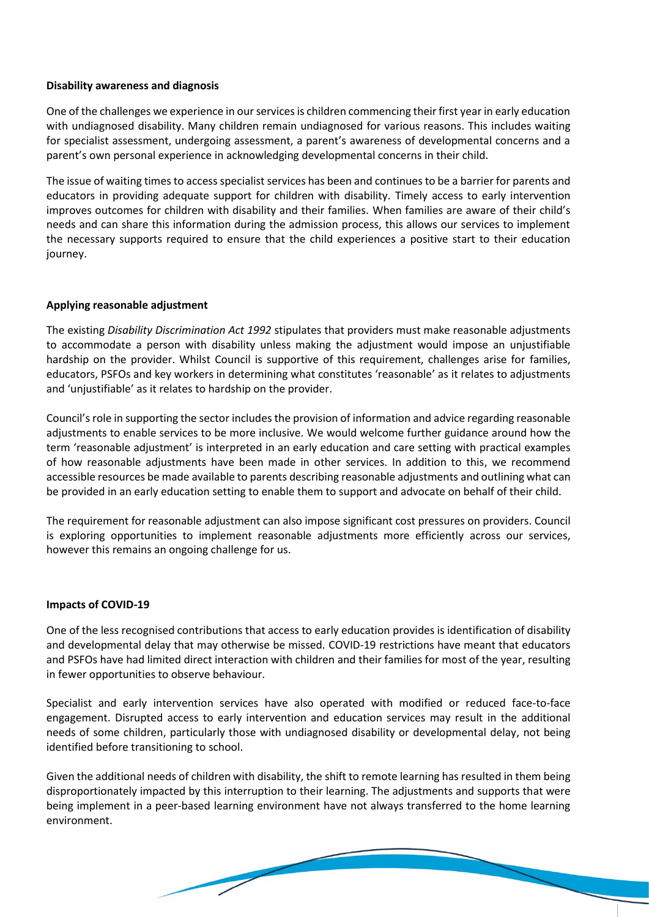**Disability awareness and diagnosis**

One of the challenges we experience in our services is children commencing their first year in early education with undiagnosed disability. Many children remain undiagnosed for various reasons. This includes waiting for specialist assessment, undergoing assessment, a parent's awareness of developmental concerns and a parent's own personal experience in acknowledging developmental concerns in their child.

The issue of waiting times to access specialist services has been and continues to be a barrier for parents and educators in providing adequate support for children with disability. Timely access to early intervention improves outcomes for children with disability and their families. When families are aware of their child's needs and can share this information during the admission process, this allows our services to implement the necessary supports required to ensure that the child experiences a positive start to their education journey.

**Applying reasonable adjustment**

The existing *Disability Discrimination Act 1992* stipulates that providers must make reasonable adjustments to accommodate a person with disability unless making the adjustment would impose an unjustifiable hardship on the provider. Whilst Council is supportive of this requirement, challenges arise for families, educators, PSFOs and key workers in determining what constitutes 'reasonable' as it relates to adjustments and 'unjustifiable' as it relates to hardship on the provider.

Council's role in supporting the sector includes the provision of information and advice regarding reasonable adjustments to enable services to be more inclusive. We would welcome further guidance around how the term 'reasonable adjustment' is interpreted in an early education and care setting with practical examples of how reasonable adjustments have been made in other services. In addition to this, we recommend accessible resources be made available to parents describing reasonable adjustments and outlining what can be provided in an early education setting to enable them to support and advocate on behalf of their child.

The requirement for reasonable adjustment can also impose significant cost pressures on providers. Council is exploring opportunities to implement reasonable adjustments more efficiently across our services, however this remains an ongoing challenge for us.

**Impacts of COVID-19**

One of the less recognised contributions that access to early education provides is identification of disability and developmental delay that may otherwise be missed. COVID-19 restrictions have meant that educators and PSFOs have had limited direct interaction with children and their families for most of the year, resulting in fewer opportunities to observe behaviour.

Specialist and early intervention services have also operated with modified or reduced face-to-face engagement. Disrupted access to early intervention and education services may result in the additional needs of some children, particularly those with undiagnosed disability or developmental delay, not being identified before transitioning to school.

Given the additional needs of children with disability, the shift to remote learning has resulted in them being disproportionately impacted by this interruption to their learning. The adjustments and supports that were being implement in a peer-based learning environment have not always transferred to the home learning environment.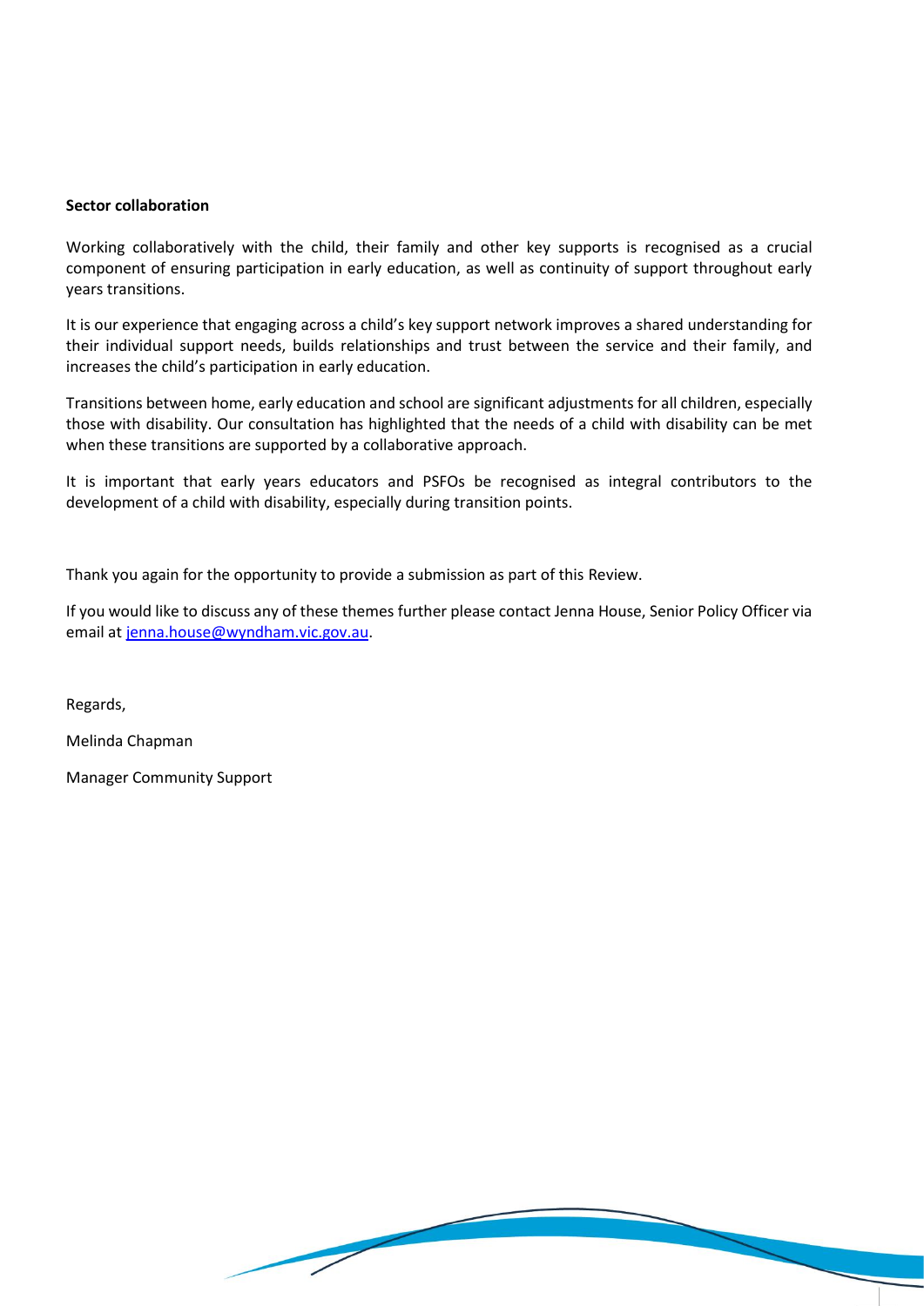**Sector collaboration**

Working collaboratively with the child, their family and other key supports is recognised as a crucial component of ensuring participation in early education, as well as continuity of support throughout early years transitions.

It is our experience that engaging across a child's key support network improves a shared understanding for their individual support needs, builds relationships and trust between the service and their family, and increases the child's participation in early education.

Transitions between home, early education and school are significant adjustments for all children, especially those with disability. Our consultation has highlighted that the needs of a child with disability can be met when these transitions are supported by a collaborative approach.

It is important that early years educators and PSFOs be recognised as integral contributors to the development of a child with disability, especially during transition points.

Thank you again for the opportunity to provide a submission as part of this Review.

If you would like to discuss any of these themes further please contact Jenna House, Senior Policy Officer via email at [jenna.house@wyndham.vic.gov.au](mailto:jenna.house@wyndham.vic.gov.au).

Regards,

Melinda Chapman

Manager Community Support